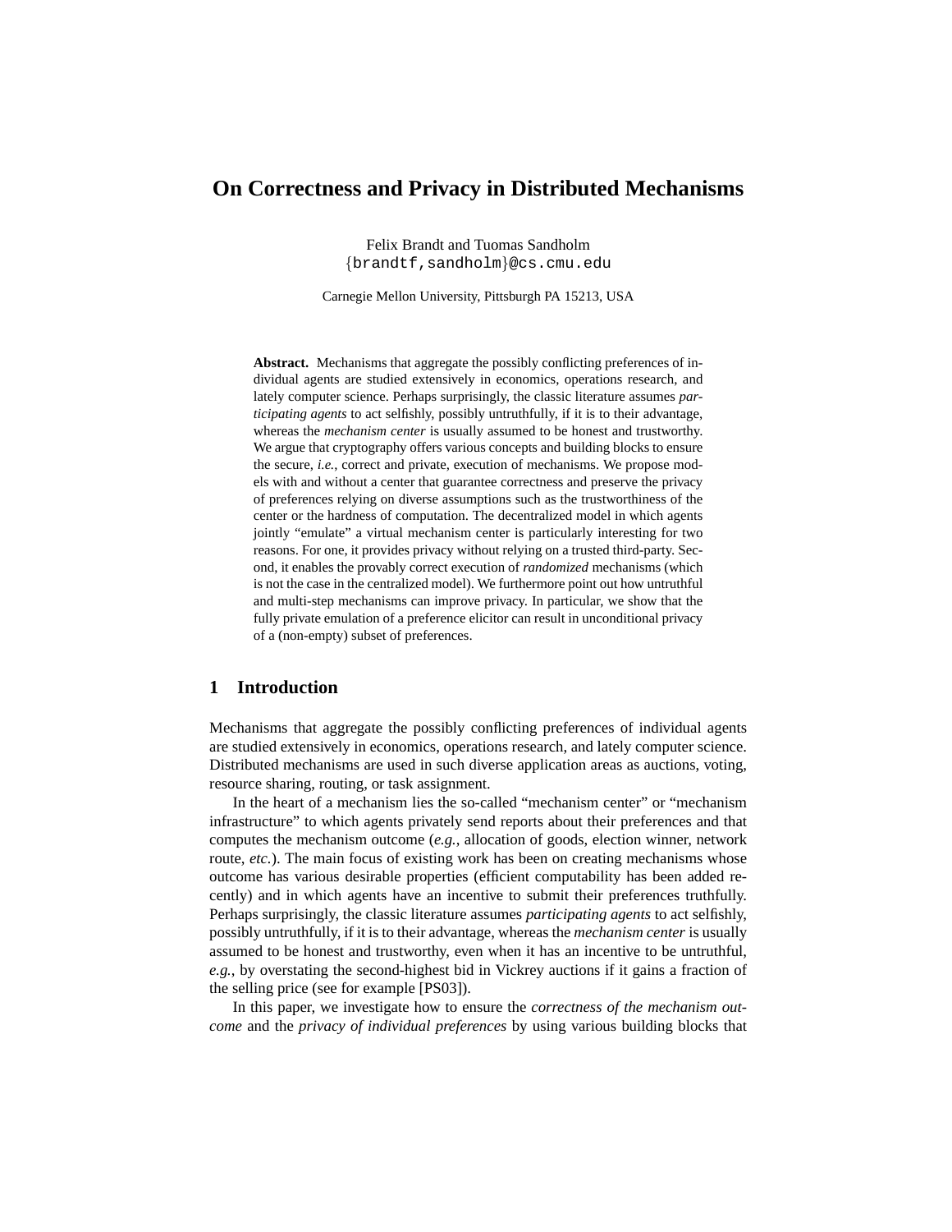# On Correctness and Privacy in Distributed Mechanisms

Felix Brandt and Tuomas Sandholm
{brandtf,sandholm}@cs.cmu.edu

Carnegie Mellon University, Pittsburgh PA 15213, USA

**Abstract.** Mechanisms that aggregate the possibly conflicting preferences of individual agents are studied extensively in economics, operations research, and lately computer science. Perhaps surprisingly, the classic literature assumes *participating agents* to act selfishly, possibly untruthfully, if it is to their advantage, whereas the *mechanism center* is usually assumed to be honest and trustworthy. We argue that cryptography offers various concepts and building blocks to ensure the secure, *i.e.*, correct and private, execution of mechanisms. We propose models with and without a center that guarantee correctness and preserve the privacy of preferences relying on diverse assumptions such as the trustworthiness of the center or the hardness of computation. The decentralized model in which agents jointly "emulate" a virtual mechanism center is particularly interesting for two reasons. For one, it provides privacy without relying on a trusted third-party. Second, it enables the provably correct execution of *randomized* mechanisms (which is not the case in the centralized model). We furthermore point out how untruthful and multi-step mechanisms can improve privacy. In particular, we show that the fully private emulation of a preference elicitor can result in unconditional privacy of a (non-empty) subset of preferences.

## 1 Introduction

Mechanisms that aggregate the possibly conflicting preferences of individual agents are studied extensively in economics, operations research, and lately computer science. Distributed mechanisms are used in such diverse application areas as auctions, voting, resource sharing, routing, or task assignment.

In the heart of a mechanism lies the so-called "mechanism center" or "mechanism infrastructure" to which agents privately send reports about their preferences and that computes the mechanism outcome (*e.g.*, allocation of goods, election winner, network route, *etc.*). The main focus of existing work has been on creating mechanisms whose outcome has various desirable properties (efficient computability has been added recently) and in which agents have an incentive to submit their preferences truthfully. Perhaps surprisingly, the classic literature assumes *participating agents* to act selfishly, possibly untruthfully, if it is to their advantage, whereas the *mechanism center* is usually assumed to be honest and trustworthy, even when it has an incentive to be untruthful, *e.g.*, by overstating the second-highest bid in Vickrey auctions if it gains a fraction of the selling price (see for example [PS03]).

In this paper, we investigate how to ensure the *correctness of the mechanism outcome* and the *privacy of individual preferences* by using various building blocks that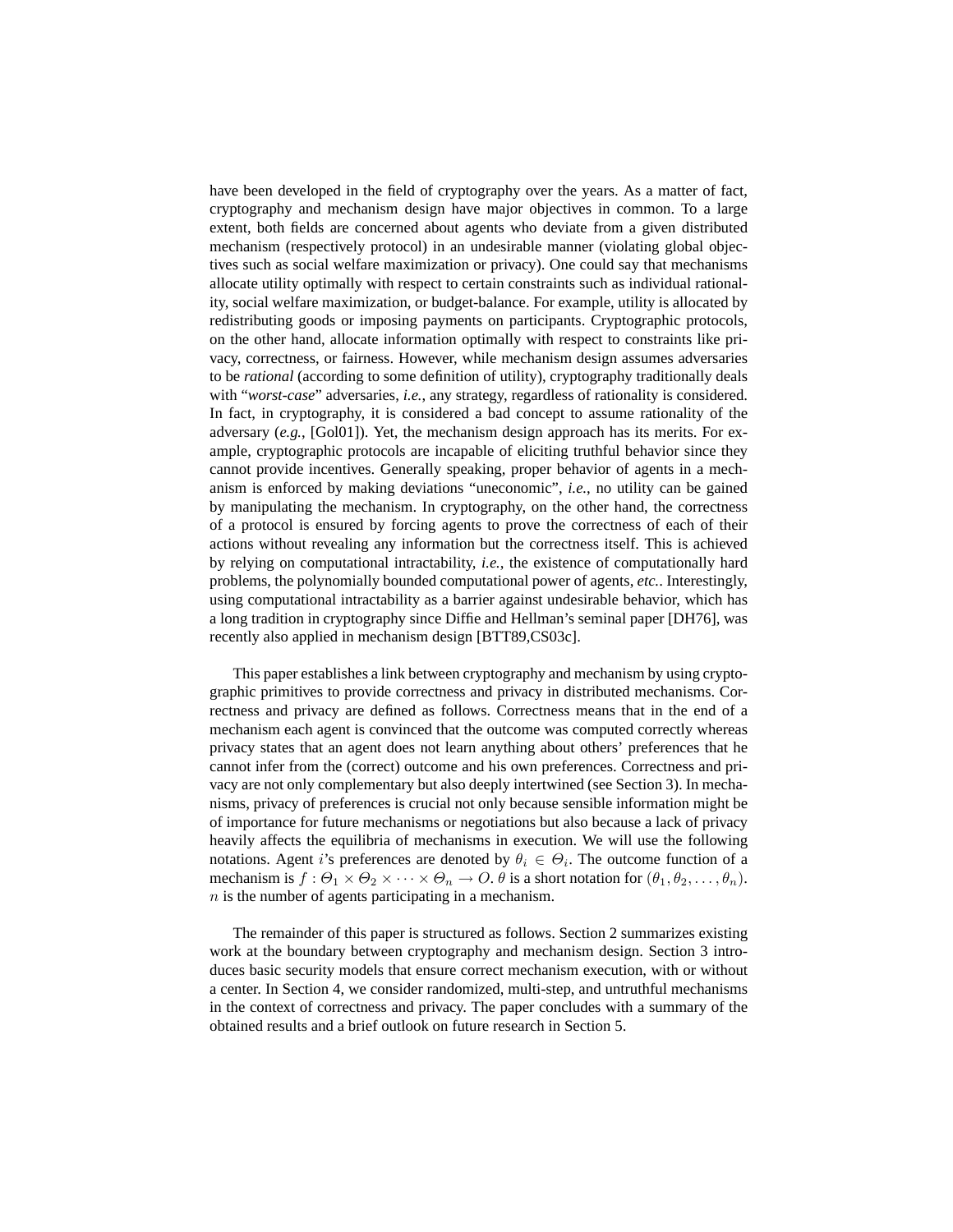have been developed in the field of cryptography over the years. As a matter of fact, cryptography and mechanism design have major objectives in common. To a large extent, both fields are concerned about agents who deviate from a given distributed mechanism (respectively protocol) in an undesirable manner (violating global objectives such as social welfare maximization or privacy). One could say that mechanisms allocate utility optimally with respect to certain constraints such as individual rationality, social welfare maximization, or budget-balance. For example, utility is allocated by redistributing goods or imposing payments on participants. Cryptographic protocols, on the other hand, allocate information optimally with respect to constraints like privacy, correctness, or fairness. However, while mechanism design assumes adversaries to be *rational* (according to some definition of utility), cryptography traditionally deals with "*worst-case*" adversaries, *i.e.*, any strategy, regardless of rationality is considered. In fact, in cryptography, it is considered a bad concept to assume rationality of the adversary (*e.g.*, [Gol01]). Yet, the mechanism design approach has its merits. For example, cryptographic protocols are incapable of eliciting truthful behavior since they cannot provide incentives. Generally speaking, proper behavior of agents in a mechanism is enforced by making deviations "uneconomic", *i.e.*, no utility can be gained by manipulating the mechanism. In cryptography, on the other hand, the correctness of a protocol is ensured by forcing agents to prove the correctness of each of their actions without revealing any information but the correctness itself. This is achieved by relying on computational intractability, *i.e.*, the existence of computationally hard problems, the polynomially bounded computational power of agents, *etc.*. Interestingly, using computational intractability as a barrier against undesirable behavior, which has a long tradition in cryptography since Diffie and Hellman's seminal paper [DH76], was recently also applied in mechanism design [BTT89,CS03c].

This paper establishes a link between cryptography and mechanism by using cryptographic primitives to provide correctness and privacy in distributed mechanisms. Correctness and privacy are defined as follows. Correctness means that in the end of a mechanism each agent is convinced that the outcome was computed correctly whereas privacy states that an agent does not learn anything about others' preferences that he cannot infer from the (correct) outcome and his own preferences. Correctness and privacy are not only complementary but also deeply intertwined (see Section 3). In mechanisms, privacy of preferences is crucial not only because sensible information might be of importance for future mechanisms or negotiations but also because a lack of privacy heavily affects the equilibria of mechanisms in execution. We will use the following notations. Agent $i$'s preferences are denoted by $\theta_i \in \Theta_i$. The outcome function of a mechanism is $f : \Theta_1 \times \Theta_2 \times \cdots \times \Theta_n \rightarrow O$. $\theta$ is a short notation for $(\theta_1, \theta_2, \ldots, \theta_n)$. $n$ is the number of agents participating in a mechanism.

The remainder of this paper is structured as follows. Section 2 summarizes existing work at the boundary between cryptography and mechanism design. Section 3 introduces basic security models that ensure correct mechanism execution, with or without a center. In Section 4, we consider randomized, multi-step, and untruthful mechanisms in the context of correctness and privacy. The paper concludes with a summary of the obtained results and a brief outlook on future research in Section 5.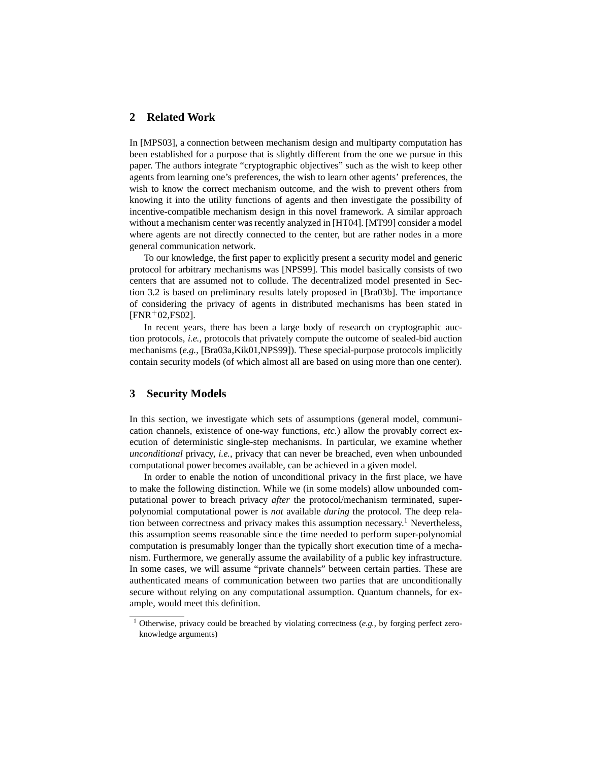## 2 Related Work

In [MPS03], a connection between mechanism design and multiparty computation has been established for a purpose that is slightly different from the one we pursue in this paper. The authors integrate "cryptographic objectives" such as the wish to keep other agents from learning one's preferences, the wish to learn other agents' preferences, the wish to know the correct mechanism outcome, and the wish to prevent others from knowing it into the utility functions of agents and then investigate the possibility of incentive-compatible mechanism design in this novel framework. A similar approach without a mechanism center was recently analyzed in [HT04]. [MT99] consider a model where agents are not directly connected to the center, but are rather nodes in a more general communication network.

To our knowledge, the first paper to explicitly present a security model and generic protocol for arbitrary mechanisms was [NPS99]. This model basically consists of two centers that are assumed not to collude. The decentralized model presented in Section 3.2 is based on preliminary results lately proposed in [Bra03b]. The importance of considering the privacy of agents in distributed mechanisms has been stated in [FNR+02,FS02].

In recent years, there has been a large body of research on cryptographic auction protocols, *i.e.*, protocols that privately compute the outcome of sealed-bid auction mechanisms (*e.g.*, [Bra03a,Kik01,NPS99]). These special-purpose protocols implicitly contain security models (of which almost all are based on using more than one center).

## 3 Security Models

In this section, we investigate which sets of assumptions (general model, communication channels, existence of one-way functions, *etc.*) allow the provably correct execution of deterministic single-step mechanisms. In particular, we examine whether *unconditional* privacy, *i.e.*, privacy that can never be breached, even when unbounded computational power becomes available, can be achieved in a given model.

In order to enable the notion of unconditional privacy in the first place, we have to make the following distinction. While we (in some models) allow unbounded computational power to breach privacy *after* the protocol/mechanism terminated, super-polynomial computational power is *not* available *during* the protocol. The deep relation between correctness and privacy makes this assumption necessary.[1] Nevertheless, this assumption seems reasonable since the time needed to perform super-polynomial computation is presumably longer than the typically short execution time of a mechanism. Furthermore, we generally assume the availability of a public key infrastructure. In some cases, we will assume "private channels" between certain parties. These are authenticated means of communication between two parties that are unconditionally secure without relying on any computational assumption. Quantum channels, for example, would meet this definition.

[1] Otherwise, privacy could be breached by violating correctness (*e.g.*, by forging perfect zero-knowledge arguments)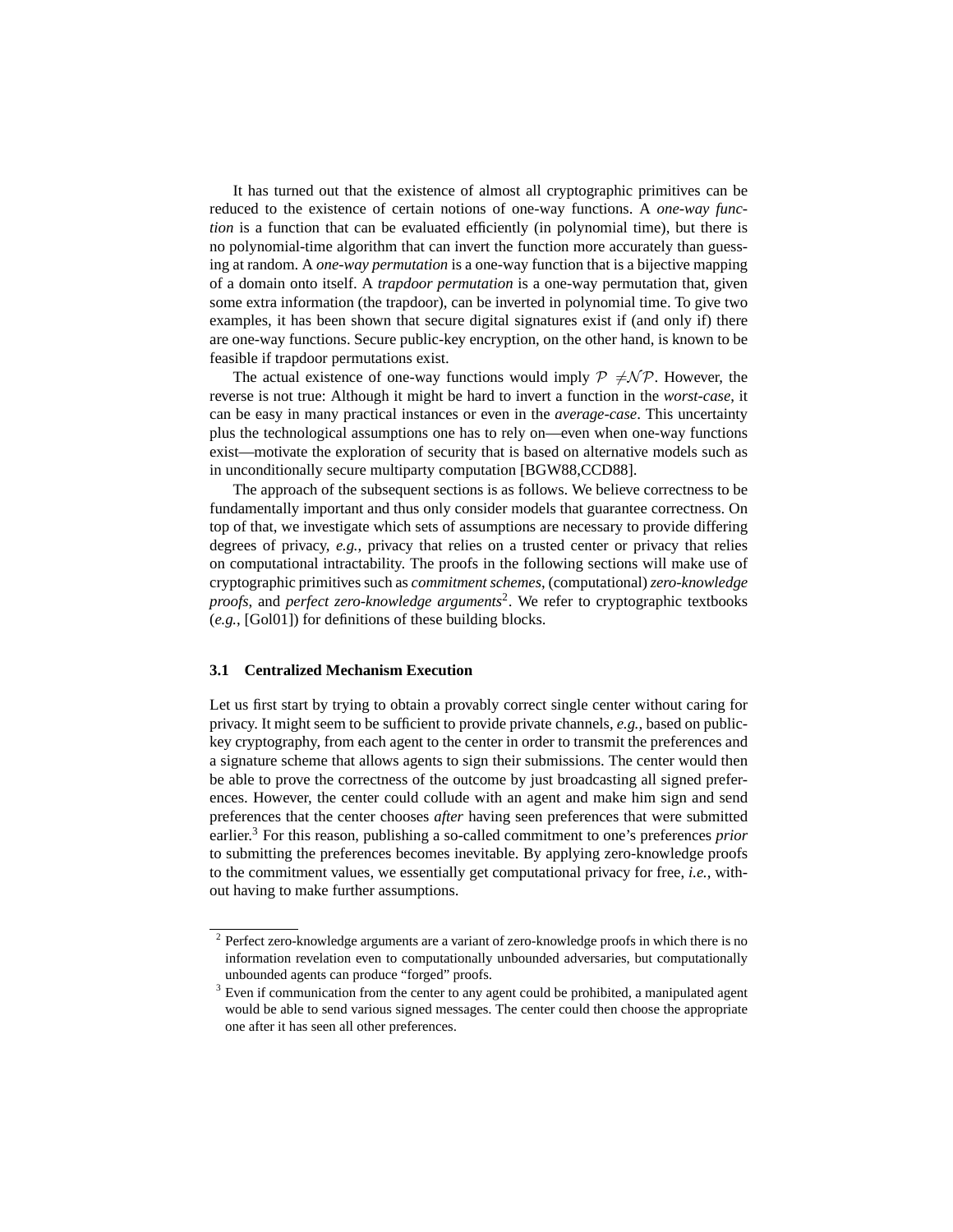It has turned out that the existence of almost all cryptographic primitives can be reduced to the existence of certain notions of one-way functions. A *one-way function* is a function that can be evaluated efficiently (in polynomial time), but there is no polynomial-time algorithm that can invert the function more accurately than guessing at random. A *one-way permutation* is a one-way function that is a bijective mapping of a domain onto itself. A *trapdoor permutation* is a one-way permutation that, given some extra information (the trapdoor), can be inverted in polynomial time. To give two examples, it has been shown that secure digital signatures exist if (and only if) there are one-way functions. Secure public-key encryption, on the other hand, is known to be feasible if trapdoor permutations exist.

The actual existence of one-way functions would imply $\mathcal{P} \neq \mathcal{NP}$. However, the reverse is not true: Although it might be hard to invert a function in the *worst-case*, it can be easy in many practical instances or even in the *average-case*. This uncertainty plus the technological assumptions one has to rely on—even when one-way functions exist—motivate the exploration of security that is based on alternative models such as in unconditionally secure multiparty computation [BGW88,CCD88].

The approach of the subsequent sections is as follows. We believe correctness to be fundamentally important and thus only consider models that guarantee correctness. On top of that, we investigate which sets of assumptions are necessary to provide differing degrees of privacy, *e.g.*, privacy that relies on a trusted center or privacy that relies on computational intractability. The proofs in the following sections will make use of cryptographic primitives such as *commitment schemes*, (computational) *zero-knowledge proofs*, and *perfect zero-knowledge arguments*[2]. We refer to cryptographic textbooks (*e.g.*, [Gol01]) for definitions of these building blocks.

### 3.1 Centralized Mechanism Execution

Let us first start by trying to obtain a provably correct single center without caring for privacy. It might seem to be sufficient to provide private channels, *e.g.*, based on public-key cryptography, from each agent to the center in order to transmit the preferences and a signature scheme that allows agents to sign their submissions. The center would then be able to prove the correctness of the outcome by just broadcasting all signed preferences. However, the center could collude with an agent and make him sign and send preferences that the center chooses *after* having seen preferences that were submitted earlier.[3] For this reason, publishing a so-called commitment to one's preferences *prior* to submitting the preferences becomes inevitable. By applying zero-knowledge proofs to the commitment values, we essentially get computational privacy for free, *i.e.*, without having to make further assumptions.

[2] Perfect zero-knowledge arguments are a variant of zero-knowledge proofs in which there is no information revelation even to computationally unbounded adversaries, but computationally unbounded agents can produce "forged" proofs.

[3] Even if communication from the center to any agent could be prohibited, a manipulated agent would be able to send various signed messages. The center could then choose the appropriate one after it has seen all other preferences.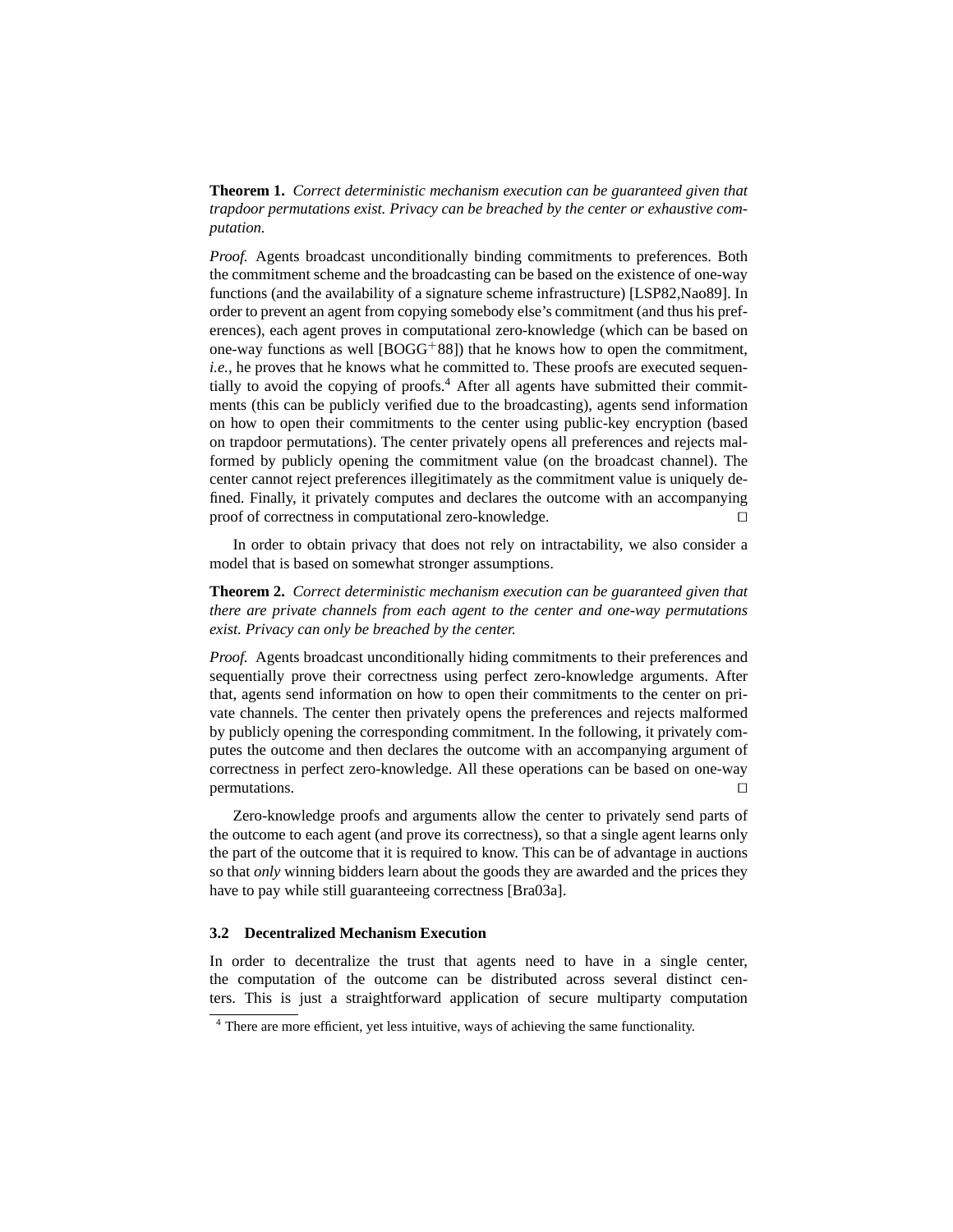**Theorem 1.** *Correct deterministic mechanism execution can be guaranteed given that trapdoor permutations exist. Privacy can be breached by the center or exhaustive computation.*

*Proof.* Agents broadcast unconditionally binding commitments to preferences. Both the commitment scheme and the broadcasting can be based on the existence of one-way functions (and the availability of a signature scheme infrastructure) [LSP82,Nao89]. In order to prevent an agent from copying somebody else's commitment (and thus his preferences), each agent proves in computational zero-knowledge (which can be based on one-way functions as well [BOGG$^+$88]) that he knows how to open the commitment, *i.e.*, he proves that he knows what he committed to. These proofs are executed sequentially to avoid the copying of proofs.[4] After all agents have submitted their commitments (this can be publicly verified due to the broadcasting), agents send information on how to open their commitments to the center using public-key encryption (based on trapdoor permutations). The center privately opens all preferences and rejects malformed by publicly opening the commitment value (on the broadcast channel). The center cannot reject preferences illegitimately as the commitment value is uniquely defined. Finally, it privately computes and declares the outcome with an accompanying proof of correctness in computational zero-knowledge. □

In order to obtain privacy that does not rely on intractability, we also consider a model that is based on somewhat stronger assumptions.

**Theorem 2.** *Correct deterministic mechanism execution can be guaranteed given that there are private channels from each agent to the center and one-way permutations exist. Privacy can only be breached by the center.*

*Proof.* Agents broadcast unconditionally hiding commitments to their preferences and sequentially prove their correctness using perfect zero-knowledge arguments. After that, agents send information on how to open their commitments to the center on private channels. The center then privately opens the preferences and rejects malformed by publicly opening the corresponding commitment. In the following, it privately computes the outcome and then declares the outcome with an accompanying argument of correctness in perfect zero-knowledge. All these operations can be based on one-way permutations. □

Zero-knowledge proofs and arguments allow the center to privately send parts of the outcome to each agent (and prove its correctness), so that a single agent learns only the part of the outcome that it is required to know. This can be of advantage in auctions so that *only* winning bidders learn about the goods they are awarded and the prices they have to pay while still guaranteeing correctness [Bra03a].

### 3.2 Decentralized Mechanism Execution

In order to decentralize the trust that agents need to have in a single center, the computation of the outcome can be distributed across several distinct centers. This is just a straightforward application of secure multiparty computation

[4] There are more efficient, yet less intuitive, ways of achieving the same functionality.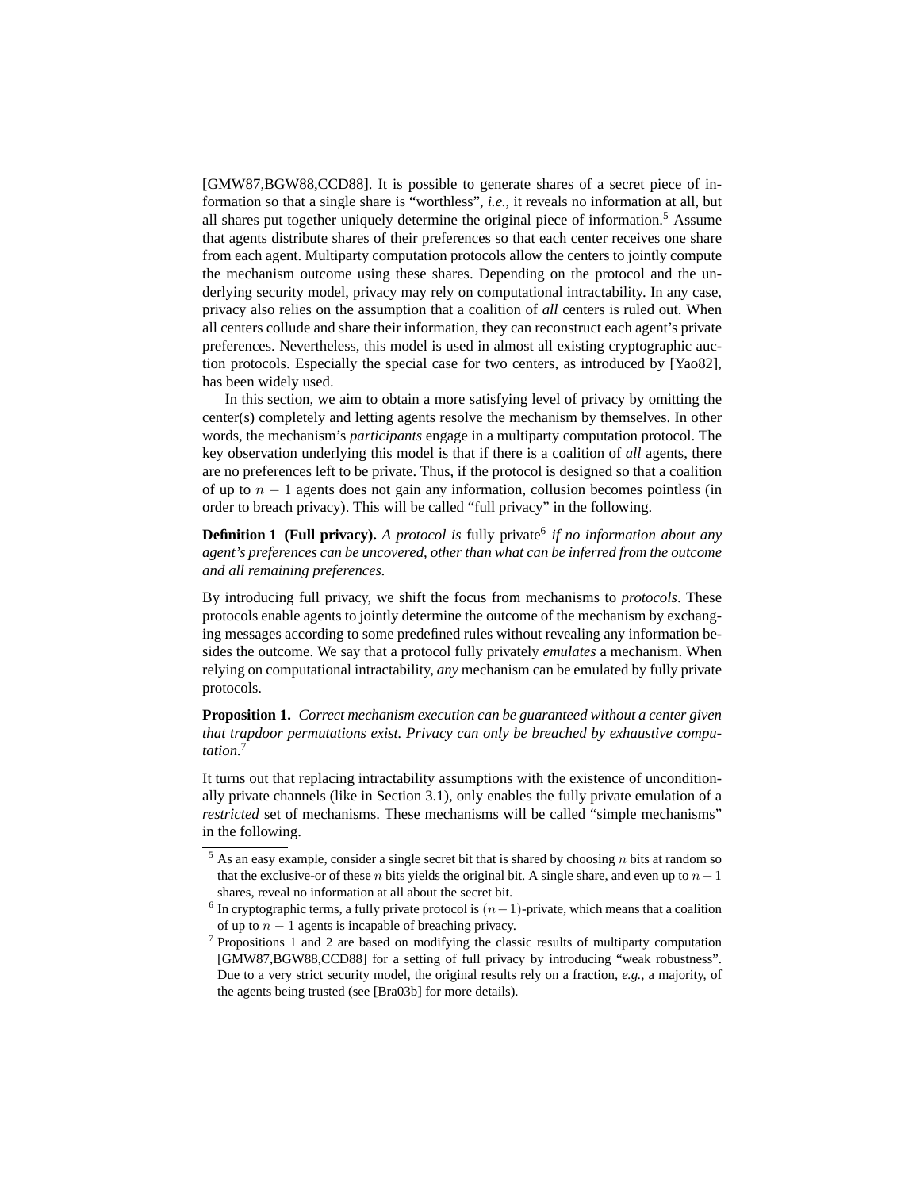[GMW87,BGW88,CCD88]. It is possible to generate shares of a secret piece of information so that a single share is "worthless", *i.e.*, it reveals no information at all, but all shares put together uniquely determine the original piece of information.[5] Assume that agents distribute shares of their preferences so that each center receives one share from each agent. Multiparty computation protocols allow the centers to jointly compute the mechanism outcome using these shares. Depending on the protocol and the underlying security model, privacy may rely on computational intractability. In any case, privacy also relies on the assumption that a coalition of *all* centers is ruled out. When all centers collude and share their information, they can reconstruct each agent's private preferences. Nevertheless, this model is used in almost all existing cryptographic auction protocols. Especially the special case for two centers, as introduced by [Yao82], has been widely used.

In this section, we aim to obtain a more satisfying level of privacy by omitting the center(s) completely and letting agents resolve the mechanism by themselves. In other words, the mechanism's *participants* engage in a multiparty computation protocol. The key observation underlying this model is that if there is a coalition of *all* agents, there are no preferences left to be private. Thus, if the protocol is designed so that a coalition of up to $n-1$ agents does not gain any information, collusion becomes pointless (in order to breach privacy). This will be called "full privacy" in the following.

**Definition 1 (Full privacy).** *A protocol is* fully private[6] *if no information about any agent's preferences can be uncovered, other than what can be inferred from the outcome and all remaining preferences.*

By introducing full privacy, we shift the focus from mechanisms to *protocols*. These protocols enable agents to jointly determine the outcome of the mechanism by exchanging messages according to some predefined rules without revealing any information besides the outcome. We say that a protocol fully privately *emulates* a mechanism. When relying on computational intractability, *any* mechanism can be emulated by fully private protocols.

**Proposition 1.** *Correct mechanism execution can be guaranteed without a center given that trapdoor permutations exist. Privacy can only be breached by exhaustive computation.*[7]

It turns out that replacing intractability assumptions with the existence of unconditionally private channels (like in Section 3.1), only enables the fully private emulation of a *restricted* set of mechanisms. These mechanisms will be called "simple mechanisms" in the following.

---

[5] As an easy example, consider a single secret bit that is shared by choosing $n$ bits at random so that the exclusive-or of these $n$ bits yields the original bit. A single share, and even up to $n-1$ shares, reveal no information at all about the secret bit.

[6] In cryptographic terms, a fully private protocol is $(n-1)$-private, which means that a coalition of up to $n-1$ agents is incapable of breaching privacy.

[7] Propositions 1 and 2 are based on modifying the classic results of multiparty computation [GMW87,BGW88,CCD88] for a setting of full privacy by introducing "weak robustness". Due to a very strict security model, the original results rely on a fraction, *e.g.*, a majority, of the agents being trusted (see [Bra03b] for more details).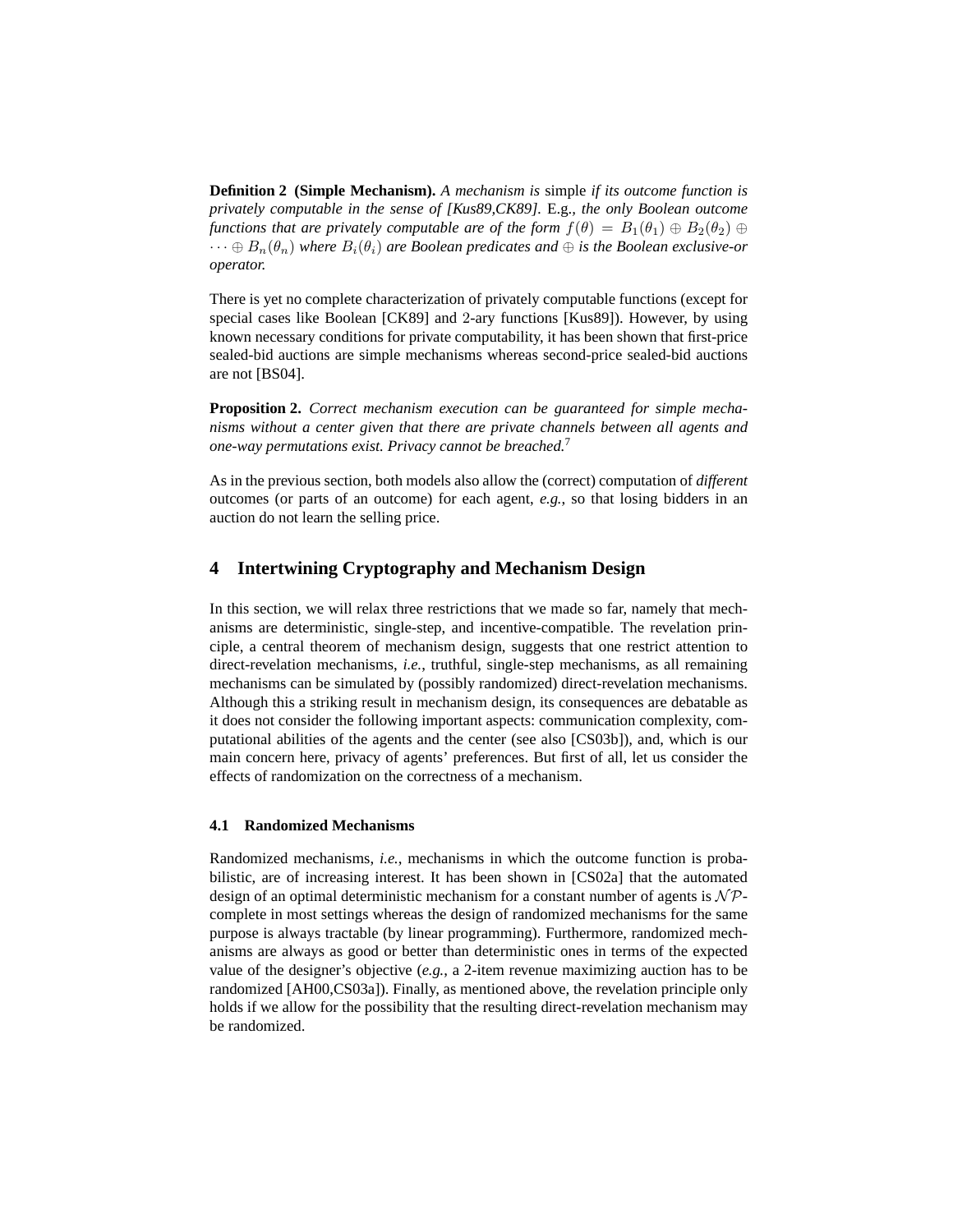**Definition 2 (Simple Mechanism).** *A mechanism is* simple *if its outcome function is privately computable in the sense of [Kus89,CK89].* E.g.*, the only Boolean outcome functions that are privately computable are of the form* $f(\theta) = B_1(\theta_1) \oplus B_2(\theta_2) \oplus \cdots \oplus B_n(\theta_n)$ *where* $B_i(\theta_i)$ *are Boolean predicates and* $\oplus$ *is the Boolean exclusive-or operator.*

There is yet no complete characterization of privately computable functions (except for special cases like Boolean [CK89] and 2-ary functions [Kus89]). However, by using known necessary conditions for private computability, it has been shown that first-price sealed-bid auctions are simple mechanisms whereas second-price sealed-bid auctions are not [BS04].

**Proposition 2.** *Correct mechanism execution can be guaranteed for simple mechanisms without a center given that there are private channels between all agents and one-way permutations exist. Privacy cannot be breached.*[7]

As in the previous section, both models also allow the (correct) computation of *different* outcomes (or parts of an outcome) for each agent, *e.g.*, so that losing bidders in an auction do not learn the selling price.

## 4 Intertwining Cryptography and Mechanism Design

In this section, we will relax three restrictions that we made so far, namely that mechanisms are deterministic, single-step, and incentive-compatible. The revelation principle, a central theorem of mechanism design, suggests that one restrict attention to direct-revelation mechanisms, *i.e.*, truthful, single-step mechanisms, as all remaining mechanisms can be simulated by (possibly randomized) direct-revelation mechanisms. Although this a striking result in mechanism design, its consequences are debatable as it does not consider the following important aspects: communication complexity, computational abilities of the agents and the center (see also [CS03b]), and, which is our main concern here, privacy of agents' preferences. But first of all, let us consider the effects of randomization on the correctness of a mechanism.

### 4.1 Randomized Mechanisms

Randomized mechanisms, *i.e.*, mechanisms in which the outcome function is probabilistic, are of increasing interest. It has been shown in [CS02a] that the automated design of an optimal deterministic mechanism for a constant number of agents is $\mathcal{NP}$-complete in most settings whereas the design of randomized mechanisms for the same purpose is always tractable (by linear programming). Furthermore, randomized mechanisms are always as good or better than deterministic ones in terms of the expected value of the designer's objective (*e.g.*, a 2-item revenue maximizing auction has to be randomized [AH00,CS03a]). Finally, as mentioned above, the revelation principle only holds if we allow for the possibility that the resulting direct-revelation mechanism may be randomized.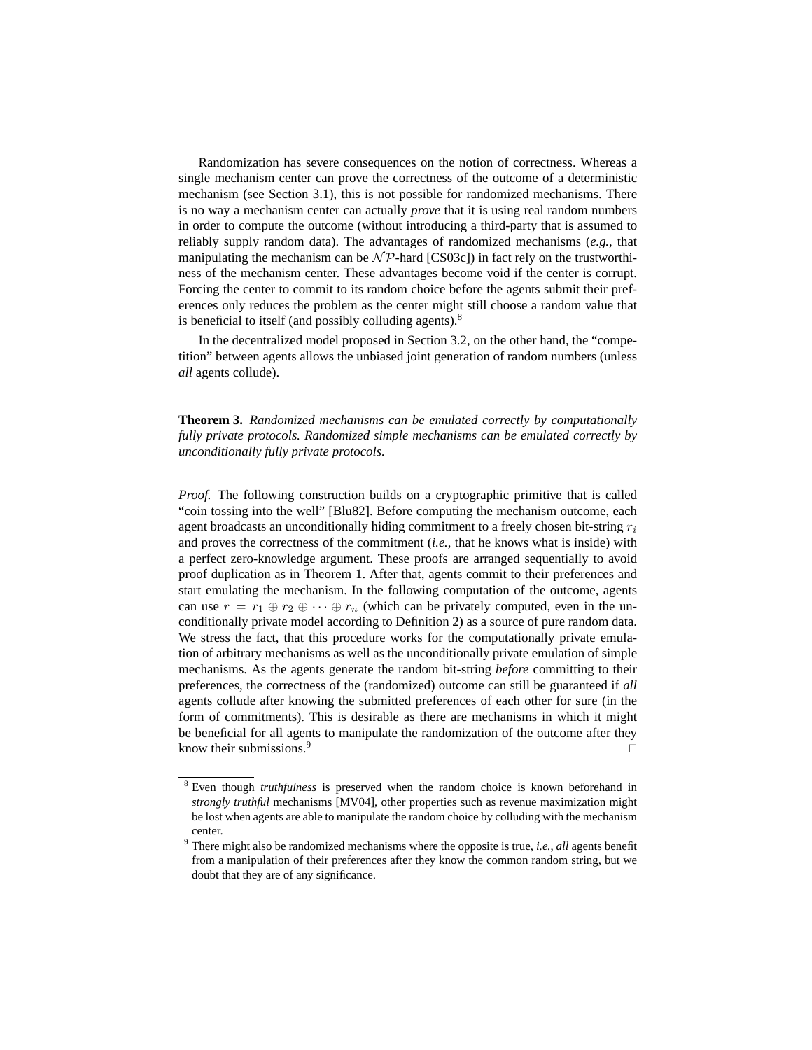Randomization has severe consequences on the notion of correctness. Whereas a single mechanism center can prove the correctness of the outcome of a deterministic mechanism (see Section 3.1), this is not possible for randomized mechanisms. There is no way a mechanism center can actually *prove* that it is using real random numbers in order to compute the outcome (without introducing a third-party that is assumed to reliably supply random data). The advantages of randomized mechanisms (*e.g.*, that manipulating the mechanism can be $\mathcal{NP}$-hard [CS03c]) in fact rely on the trustworthiness of the mechanism center. These advantages become void if the center is corrupt. Forcing the center to commit to its random choice before the agents submit their preferences only reduces the problem as the center might still choose a random value that is beneficial to itself (and possibly colluding agents).[8]

In the decentralized model proposed in Section 3.2, on the other hand, the "competition" between agents allows the unbiased joint generation of random numbers (unless *all* agents collude).

**Theorem 3.** *Randomized mechanisms can be emulated correctly by computationally fully private protocols. Randomized simple mechanisms can be emulated correctly by unconditionally fully private protocols.*

*Proof.* The following construction builds on a cryptographic primitive that is called "coin tossing into the well" [Blu82]. Before computing the mechanism outcome, each agent broadcasts an unconditionally hiding commitment to a freely chosen bit-string $r_i$ and proves the correctness of the commitment (*i.e.*, that he knows what is inside) with a perfect zero-knowledge argument. These proofs are arranged sequentially to avoid proof duplication as in Theorem 1. After that, agents commit to their preferences and start emulating the mechanism. In the following computation of the outcome, agents can use $r = r_1 \oplus r_2 \oplus \cdots \oplus r_n$ (which can be privately computed, even in the unconditionally private model according to Definition 2) as a source of pure random data. We stress the fact, that this procedure works for the computationally private emulation of arbitrary mechanisms as well as the unconditionally private emulation of simple mechanisms. As the agents generate the random bit-string *before* committing to their preferences, the correctness of the (randomized) outcome can still be guaranteed if *all* agents collude after knowing the submitted preferences of each other for sure (in the form of commitments). This is desirable as there are mechanisms in which it might be beneficial for all agents to manipulate the randomization of the outcome after they know their submissions.[9] □

---

[8] Even though *truthfulness* is preserved when the random choice is known beforehand in *strongly truthful* mechanisms [MV04], other properties such as revenue maximization might be lost when agents are able to manipulate the random choice by colluding with the mechanism center.

[9] There might also be randomized mechanisms where the opposite is true, *i.e.*, *all* agents benefit from a manipulation of their preferences after they know the common random string, but we doubt that they are of any significance.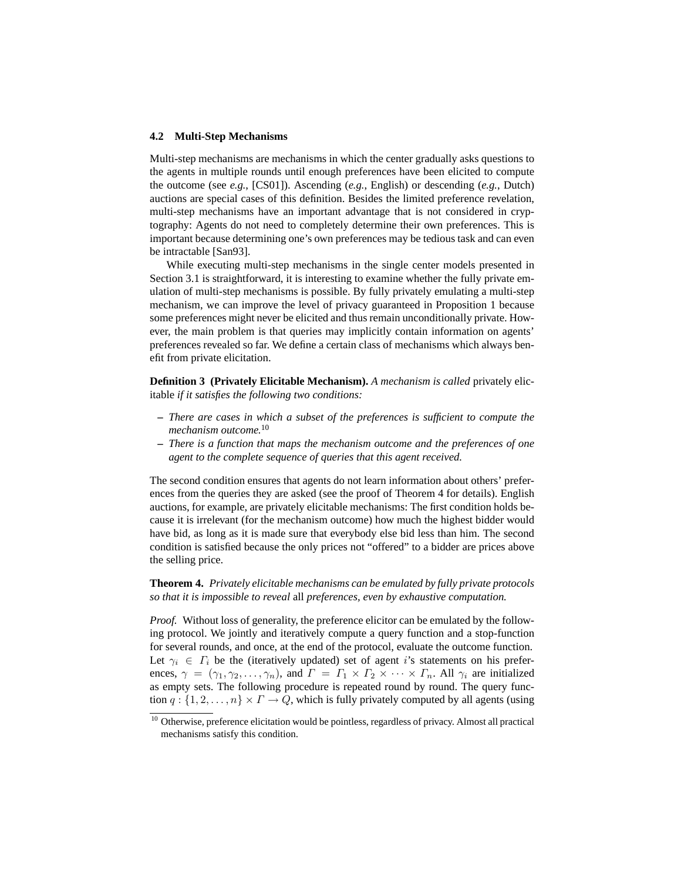### 4.2 Multi-Step Mechanisms

Multi-step mechanisms are mechanisms in which the center gradually asks questions to the agents in multiple rounds until enough preferences have been elicited to compute the outcome (see *e.g.,* [CS01]). Ascending (*e.g.,* English) or descending (*e.g.,* Dutch) auctions are special cases of this definition. Besides the limited preference revelation, multi-step mechanisms have an important advantage that is not considered in cryptography: Agents do not need to completely determine their own preferences. This is important because determining one's own preferences may be tedious task and can even be intractable [San93].

While executing multi-step mechanisms in the single center models presented in Section 3.1 is straightforward, it is interesting to examine whether the fully private emulation of multi-step mechanisms is possible. By fully privately emulating a multi-step mechanism, we can improve the level of privacy guaranteed in Proposition 1 because some preferences might never be elicited and thus remain unconditionally private. However, the main problem is that queries may implicitly contain information on agents' preferences revealed so far. We define a certain class of mechanisms which always benefit from private elicitation.

**Definition 3 (Privately Elicitable Mechanism).** *A mechanism is called* privately elicitable *if it satisfies the following two conditions:*

- *There are cases in which a subset of the preferences is sufficient to compute the mechanism outcome.*[10]
- *There is a function that maps the mechanism outcome and the preferences of one agent to the complete sequence of queries that this agent received.*

The second condition ensures that agents do not learn information about others' preferences from the queries they are asked (see the proof of Theorem 4 for details). English auctions, for example, are privately elicitable mechanisms: The first condition holds because it is irrelevant (for the mechanism outcome) how much the highest bidder would have bid, as long as it is made sure that everybody else bid less than him. The second condition is satisfied because the only prices not "offered" to a bidder are prices above the selling price.

**Theorem 4.** *Privately elicitable mechanisms can be emulated by fully private protocols so that it is impossible to reveal* all *preferences, even by exhaustive computation.*

*Proof.* Without loss of generality, the preference elicitor can be emulated by the following protocol. We jointly and iteratively compute a query function and a stop-function for several rounds, and once, at the end of the protocol, evaluate the outcome function. Let $\gamma_i \in \Gamma_i$ be the (iteratively updated) set of agent $i$'s statements on his preferences, $\gamma = (\gamma_1, \gamma_2, \ldots, \gamma_n)$, and $\Gamma = \Gamma_1 \times \Gamma_2 \times \cdots \times \Gamma_n$. All $\gamma_i$ are initialized as empty sets. The following procedure is repeated round by round. The query function $q : \{1, 2, \ldots, n\} \times \Gamma \rightarrow Q$, which is fully privately computed by all agents (using

[10] Otherwise, preference elicitation would be pointless, regardless of privacy. Almost all practical mechanisms satisfy this condition.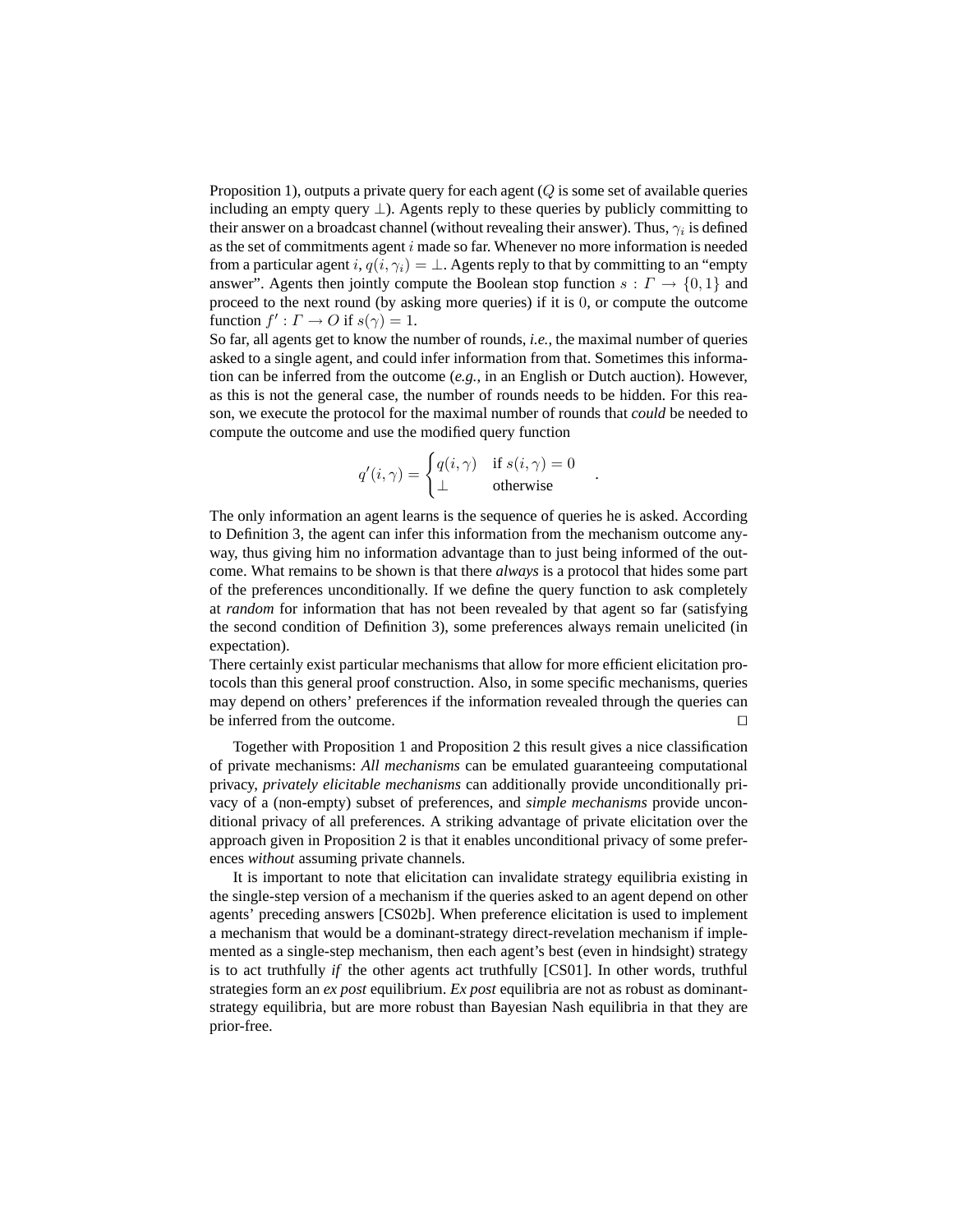Proposition 1), outputs a private query for each agent ($Q$ is some set of available queries including an empty query $\perp$). Agents reply to these queries by publicly committing to their answer on a broadcast channel (without revealing their answer). Thus, $\gamma_i$ is defined as the set of commitments agent $i$ made so far. Whenever no more information is needed from a particular agent $i$, $q(i, \gamma_i) = \perp$. Agents reply to that by committing to an "empty answer". Agents then jointly compute the Boolean stop function $s : \Gamma \rightarrow \{0, 1\}$ and proceed to the next round (by asking more queries) if it is $0$, or compute the outcome function $f' : \Gamma \rightarrow O$ if $s(\gamma) = 1$.

So far, all agents get to know the number of rounds, *i.e.*, the maximal number of queries asked to a single agent, and could infer information from that. Sometimes this information can be inferred from the outcome (*e.g.*, in an English or Dutch auction). However, as this is not the general case, the number of rounds needs to be hidden. For this reason, we execute the protocol for the maximal number of rounds that *could* be needed to compute the outcome and use the modified query function

$$q'(i, \gamma) = \begin{cases} q(i, \gamma) & \text{if } s(i, \gamma) = 0 \\ \perp & \text{otherwise} \end{cases} .$$

The only information an agent learns is the sequence of queries he is asked. According to Definition 3, the agent can infer this information from the mechanism outcome anyway, thus giving him no information advantage than to just being informed of the outcome. What remains to be shown is that there *always* is a protocol that hides some part of the preferences unconditionally. If we define the query function to ask completely at *random* for information that has not been revealed by that agent so far (satisfying the second condition of Definition 3), some preferences always remain unelicited (in expectation).

There certainly exist particular mechanisms that allow for more efficient elicitation protocols than this general proof construction. Also, in some specific mechanisms, queries may depend on others' preferences if the information revealed through the queries can be inferred from the outcome. □

Together with Proposition 1 and Proposition 2 this result gives a nice classification of private mechanisms: *All mechanisms* can be emulated guaranteeing computational privacy, *privately elicitable mechanisms* can additionally provide unconditionally privacy of a (non-empty) subset of preferences, and *simple mechanisms* provide unconditional privacy of all preferences. A striking advantage of private elicitation over the approach given in Proposition 2 is that it enables unconditional privacy of some preferences *without* assuming private channels.

It is important to note that elicitation can invalidate strategy equilibria existing in the single-step version of a mechanism if the queries asked to an agent depend on other agents' preceding answers [CS02b]. When preference elicitation is used to implement a mechanism that would be a dominant-strategy direct-revelation mechanism if implemented as a single-step mechanism, then each agent's best (even in hindsight) strategy is to act truthfully *if* the other agents act truthfully [CS01]. In other words, truthful strategies form an *ex post* equilibrium. *Ex post* equilibria are not as robust as dominant-strategy equilibria, but are more robust than Bayesian Nash equilibria in that they are prior-free.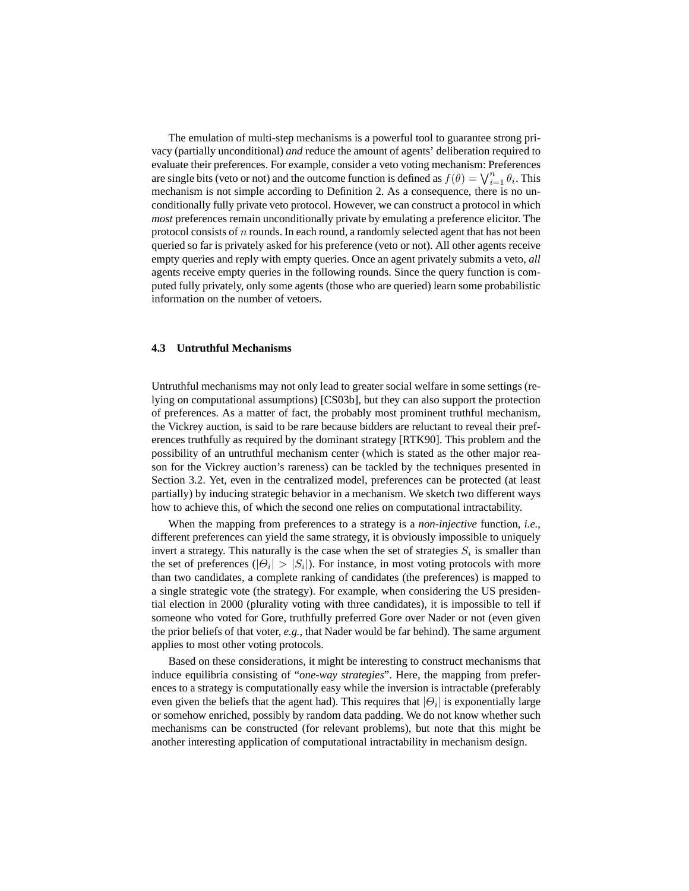The emulation of multi-step mechanisms is a powerful tool to guarantee strong privacy (partially unconditional) *and* reduce the amount of agents' deliberation required to evaluate their preferences. For example, consider a veto voting mechanism: Preferences are single bits (veto or not) and the outcome function is defined as $f(\theta) = \bigvee_{i=1}^{n} \theta_i$. This mechanism is not simple according to Definition 2. As a consequence, there is no unconditionally fully private veto protocol. However, we can construct a protocol in which *most* preferences remain unconditionally private by emulating a preference elicitor. The protocol consists of $n$ rounds. In each round, a randomly selected agent that has not been queried so far is privately asked for his preference (veto or not). All other agents receive empty queries and reply with empty queries. Once an agent privately submits a veto, *all* agents receive empty queries in the following rounds. Since the query function is computed fully privately, only some agents (those who are queried) learn some probabilistic information on the number of vetoers.

### 4.3 Untruthful Mechanisms

Untruthful mechanisms may not only lead to greater social welfare in some settings (relying on computational assumptions) [CS03b], but they can also support the protection of preferences. As a matter of fact, the probably most prominent truthful mechanism, the Vickrey auction, is said to be rare because bidders are reluctant to reveal their preferences truthfully as required by the dominant strategy [RTK90]. This problem and the possibility of an untruthful mechanism center (which is stated as the other major reason for the Vickrey auction's rareness) can be tackled by the techniques presented in Section 3.2. Yet, even in the centralized model, preferences can be protected (at least partially) by inducing strategic behavior in a mechanism. We sketch two different ways how to achieve this, of which the second one relies on computational intractability.

When the mapping from preferences to a strategy is a *non-injective* function, *i.e.*, different preferences can yield the same strategy, it is obviously impossible to uniquely invert a strategy. This naturally is the case when the set of strategies $S_i$ is smaller than the set of preferences ($|\Theta_i| > |S_i|$). For instance, in most voting protocols with more than two candidates, a complete ranking of candidates (the preferences) is mapped to a single strategic vote (the strategy). For example, when considering the US presidential election in 2000 (plurality voting with three candidates), it is impossible to tell if someone who voted for Gore, truthfully preferred Gore over Nader or not (even given the prior beliefs of that voter, *e.g.*, that Nader would be far behind). The same argument applies to most other voting protocols.

Based on these considerations, it might be interesting to construct mechanisms that induce equilibria consisting of "*one-way strategies*". Here, the mapping from preferences to a strategy is computationally easy while the inversion is intractable (preferably even given the beliefs that the agent had). This requires that $|\Theta_i|$ is exponentially large or somehow enriched, possibly by random data padding. We do not know whether such mechanisms can be constructed (for relevant problems), but note that this might be another interesting application of computational intractability in mechanism design.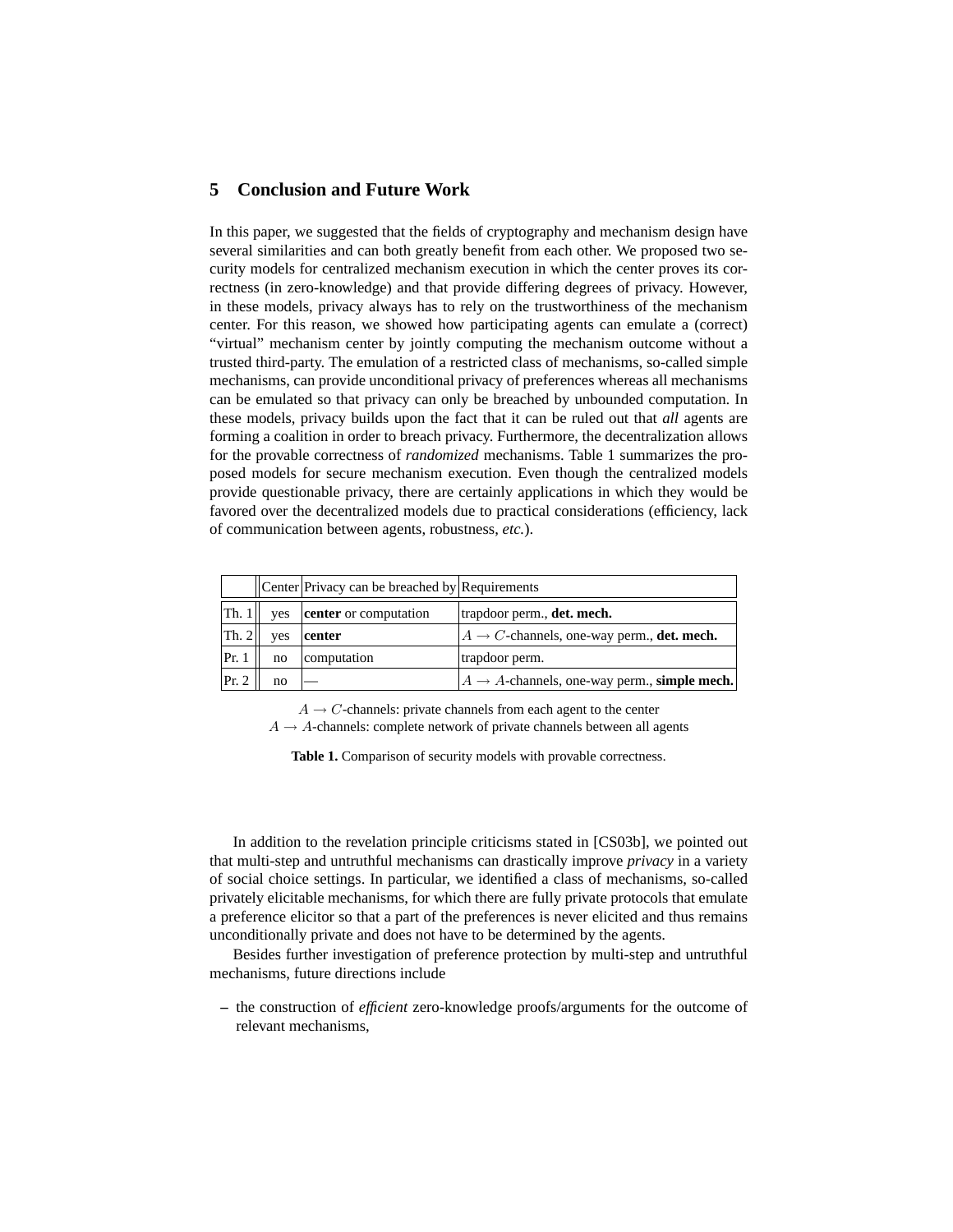## 5 Conclusion and Future Work

In this paper, we suggested that the fields of cryptography and mechanism design have several similarities and can both greatly benefit from each other. We proposed two security models for centralized mechanism execution in which the center proves its correctness (in zero-knowledge) and that provide differing degrees of privacy. However, in these models, privacy always has to rely on the trustworthiness of the mechanism center. For this reason, we showed how participating agents can emulate a (correct) "virtual" mechanism center by jointly computing the mechanism outcome without a trusted third-party. The emulation of a restricted class of mechanisms, so-called simple mechanisms, can provide unconditional privacy of preferences whereas all mechanisms can be emulated so that privacy can only be breached by unbounded computation. In these models, privacy builds upon the fact that it can be ruled out that *all* agents are forming a coalition in order to breach privacy. Furthermore, the decentralization allows for the provable correctness of *randomized* mechanisms. Table 1 summarizes the proposed models for secure mechanism execution. Even though the centralized models provide questionable privacy, there are certainly applications in which they would be favored over the decentralized models due to practical considerations (efficiency, lack of communication between agents, robustness, *etc.*).

| | Center | Privacy can be breached by | Requirements |
|---|---|---|---|
| Th. 1 | yes | **center** or computation | trapdoor perm., **det. mech.** |
| Th. 2 | yes | **center** | $A \rightarrow C$-channels, one-way perm., **det. mech.** |
| Pr. 1 | no | computation | trapdoor perm. |
| Pr. 2 | no | — | $A \rightarrow A$-channels, one-way perm., **simple mech.** |

$A \rightarrow C$-channels: private channels from each agent to the center
$A \rightarrow A$-channels: complete network of private channels between all agents

**Table 1.** Comparison of security models with provable correctness.

In addition to the revelation principle criticisms stated in [CS03b], we pointed out that multi-step and untruthful mechanisms can drastically improve *privacy* in a variety of social choice settings. In particular, we identified a class of mechanisms, so-called privately elicitable mechanisms, for which there are fully private protocols that emulate a preference elicitor so that a part of the preferences is never elicited and thus remains unconditionally private and does not have to be determined by the agents.

Besides further investigation of preference protection by multi-step and untruthful mechanisms, future directions include

- the construction of *efficient* zero-knowledge proofs/arguments for the outcome of relevant mechanisms,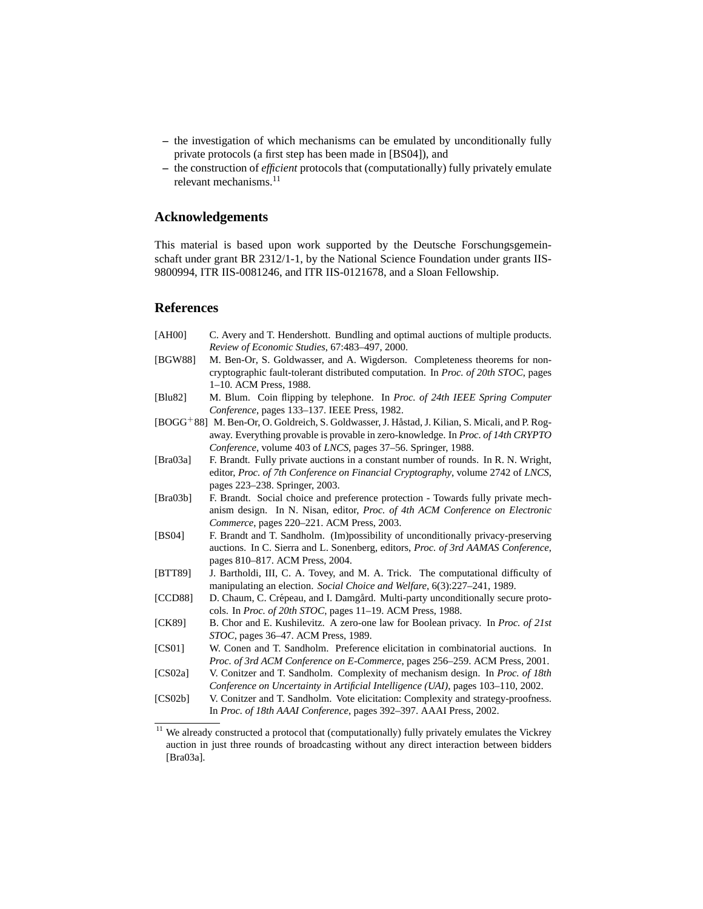- the investigation of which mechanisms can be emulated by unconditionally fully private protocols (a first step has been made in [BS04]), and
- the construction of *efficient* protocols that (computationally) fully privately emulate relevant mechanisms.[11]

## Acknowledgements

This material is based upon work supported by the Deutsche Forschungsgemeinschaft under grant BR 2312/1-1, by the National Science Foundation under grants IIS-9800994, ITR IIS-0081246, and ITR IIS-0121678, and a Sloan Fellowship.

## References

[AH00] C. Avery and T. Hendershott. Bundling and optimal auctions of multiple products. *Review of Economic Studies*, 67:483–497, 2000.

[BGW88] M. Ben-Or, S. Goldwasser, and A. Wigderson. Completeness theorems for non-cryptographic fault-tolerant distributed computation. In *Proc. of 20th STOC*, pages 1–10. ACM Press, 1988.

[Blu82] M. Blum. Coin flipping by telephone. In *Proc. of 24th IEEE Spring Computer Conference*, pages 133–137. IEEE Press, 1982.

[BOGG+88] M. Ben-Or, O. Goldreich, S. Goldwasser, J. Håstad, J. Kilian, S. Micali, and P. Rogaway. Everything provable is provable in zero-knowledge. In *Proc. of 14th CRYPTO Conference*, volume 403 of *LNCS*, pages 37–56. Springer, 1988.

[Bra03a] F. Brandt. Fully private auctions in a constant number of rounds. In R. N. Wright, editor, *Proc. of 7th Conference on Financial Cryptography*, volume 2742 of *LNCS*, pages 223–238. Springer, 2003.

[Bra03b] F. Brandt. Social choice and preference protection - Towards fully private mechanism design. In N. Nisan, editor, *Proc. of 4th ACM Conference on Electronic Commerce*, pages 220–221. ACM Press, 2003.

[BS04] F. Brandt and T. Sandholm. (Im)possibility of unconditionally privacy-preserving auctions. In C. Sierra and L. Sonenberg, editors, *Proc. of 3rd AAMAS Conference*, pages 810–817. ACM Press, 2004.

[BTT89] J. Bartholdi, III, C. A. Tovey, and M. A. Trick. The computational difficulty of manipulating an election. *Social Choice and Welfare*, 6(3):227–241, 1989.

[CCD88] D. Chaum, C. Crépeau, and I. Damgård. Multi-party unconditionally secure protocols. In *Proc. of 20th STOC*, pages 11–19. ACM Press, 1988.

[CK89] B. Chor and E. Kushilevitz. A zero-one law for Boolean privacy. In *Proc. of 21st STOC*, pages 36–47. ACM Press, 1989.

[CS01] W. Conen and T. Sandholm. Preference elicitation in combinatorial auctions. In *Proc. of 3rd ACM Conference on E-Commerce*, pages 256–259. ACM Press, 2001.

[CS02a] V. Conitzer and T. Sandholm. Complexity of mechanism design. In *Proc. of 18th Conference on Uncertainty in Artificial Intelligence (UAI)*, pages 103–110, 2002.

[CS02b] V. Conitzer and T. Sandholm. Vote elicitation: Complexity and strategy-proofness. In *Proc. of 18th AAAI Conference*, pages 392–397. AAAI Press, 2002.

[11] We already constructed a protocol that (computationally) fully privately emulates the Vickrey auction in just three rounds of broadcasting without any direct interaction between bidders [Bra03a].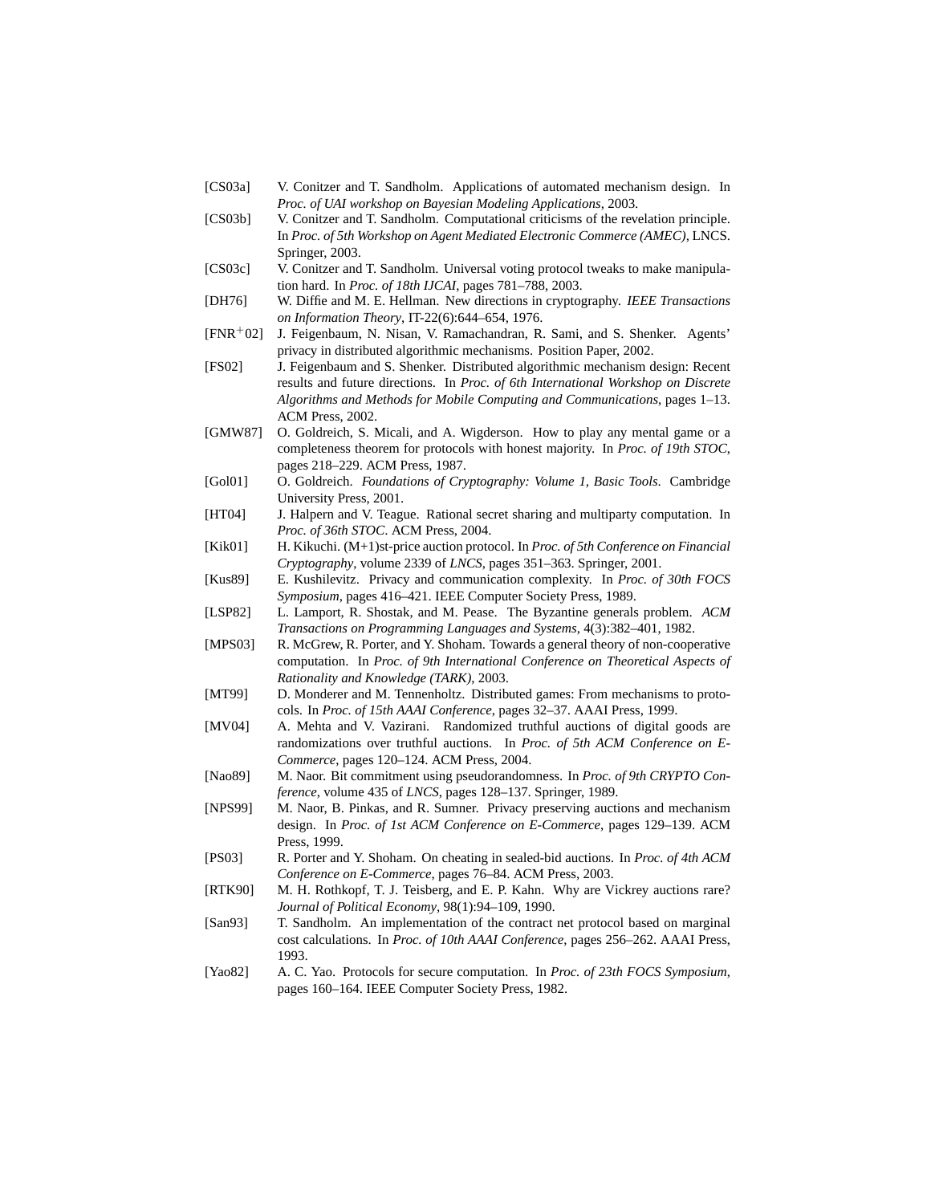[CS03a] V. Conitzer and T. Sandholm. Applications of automated mechanism design. In *Proc. of UAI workshop on Bayesian Modeling Applications*, 2003.

[CS03b] V. Conitzer and T. Sandholm. Computational criticisms of the revelation principle. In *Proc. of 5th Workshop on Agent Mediated Electronic Commerce (AMEC)*, LNCS. Springer, 2003.

[CS03c] V. Conitzer and T. Sandholm. Universal voting protocol tweaks to make manipulation hard. In *Proc. of 18th IJCAI*, pages 781–788, 2003.

[DH76] W. Diffie and M. E. Hellman. New directions in cryptography. *IEEE Transactions on Information Theory*, IT-22(6):644–654, 1976.

[FNR+02] J. Feigenbaum, N. Nisan, V. Ramachandran, R. Sami, and S. Shenker. Agents' privacy in distributed algorithmic mechanisms. Position Paper, 2002.

[FS02] J. Feigenbaum and S. Shenker. Distributed algorithmic mechanism design: Recent results and future directions. In *Proc. of 6th International Workshop on Discrete Algorithms and Methods for Mobile Computing and Communications*, pages 1–13. ACM Press, 2002.

[GMW87] O. Goldreich, S. Micali, and A. Wigderson. How to play any mental game or a completeness theorem for protocols with honest majority. In *Proc. of 19th STOC*, pages 218–229. ACM Press, 1987.

[Gol01] O. Goldreich. *Foundations of Cryptography: Volume 1, Basic Tools*. Cambridge University Press, 2001.

[HT04] J. Halpern and V. Teague. Rational secret sharing and multiparty computation. In *Proc. of 36th STOC*. ACM Press, 2004.

[Kik01] H. Kikuchi. (M+1)st-price auction protocol. In *Proc. of 5th Conference on Financial Cryptography*, volume 2339 of *LNCS*, pages 351–363. Springer, 2001.

[Kus89] E. Kushilevitz. Privacy and communication complexity. In *Proc. of 30th FOCS Symposium*, pages 416–421. IEEE Computer Society Press, 1989.

[LSP82] L. Lamport, R. Shostak, and M. Pease. The Byzantine generals problem. *ACM Transactions on Programming Languages and Systems*, 4(3):382–401, 1982.

[MPS03] R. McGrew, R. Porter, and Y. Shoham. Towards a general theory of non-cooperative computation. In *Proc. of 9th International Conference on Theoretical Aspects of Rationality and Knowledge (TARK)*, 2003.

[MT99] D. Monderer and M. Tennenholtz. Distributed games: From mechanisms to protocols. In *Proc. of 15th AAAI Conference*, pages 32–37. AAAI Press, 1999.

[MV04] A. Mehta and V. Vazirani. Randomized truthful auctions of digital goods are randomizations over truthful auctions. In *Proc. of 5th ACM Conference on E-Commerce*, pages 120–124. ACM Press, 2004.

[Nao89] M. Naor. Bit commitment using pseudorandomness. In *Proc. of 9th CRYPTO Conference*, volume 435 of *LNCS*, pages 128–137. Springer, 1989.

[NPS99] M. Naor, B. Pinkas, and R. Sumner. Privacy preserving auctions and mechanism design. In *Proc. of 1st ACM Conference on E-Commerce*, pages 129–139. ACM Press, 1999.

[PS03] R. Porter and Y. Shoham. On cheating in sealed-bid auctions. In *Proc. of 4th ACM Conference on E-Commerce*, pages 76–84. ACM Press, 2003.

[RTK90] M. H. Rothkopf, T. J. Teisberg, and E. P. Kahn. Why are Vickrey auctions rare? *Journal of Political Economy*, 98(1):94–109, 1990.

[San93] T. Sandholm. An implementation of the contract net protocol based on marginal cost calculations. In *Proc. of 10th AAAI Conference*, pages 256–262. AAAI Press, 1993.

[Yao82] A. C. Yao. Protocols for secure computation. In *Proc. of 23th FOCS Symposium*, pages 160–164. IEEE Computer Society Press, 1982.